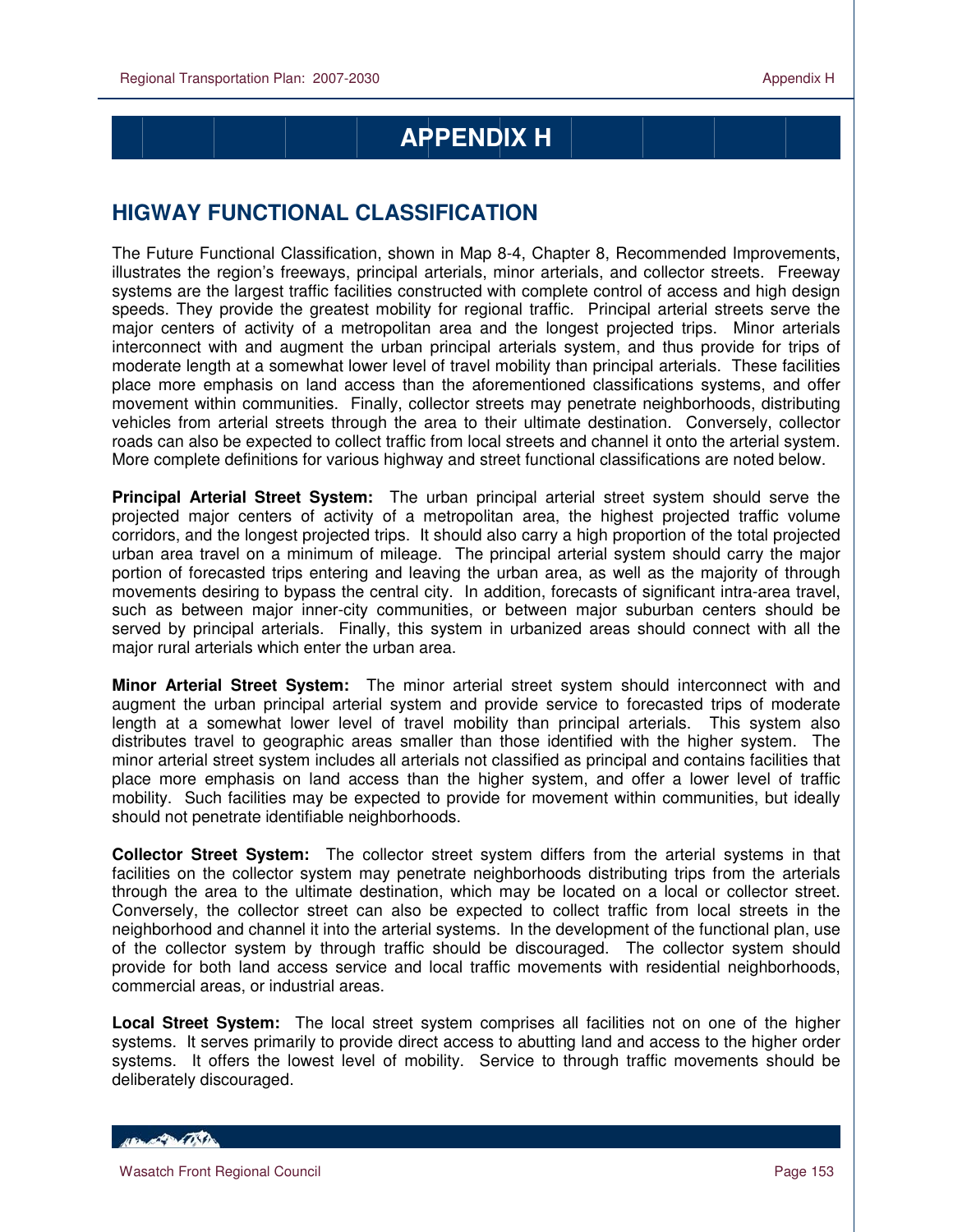# APPENDIX H

## HIGWAY FUNCTIONAL CLASSIFICATION

The Future Functional Classification, shown in Map 8-4, Chapter 8, Recommended Improvements, illustrates the region's freeways, principal arterials, minor arterials, and collector streets. Freeway systems are the largest traffic facilities constructed with complete control of access and high design speeds. They provide the greatest mobility for regional traffic. Principal arterial streets serve the major centers of activity of a metropolitan area and the longest projected trips. Minor arterials interconnect with and augment the urban principal arterials system, and thus provide for trips of moderate length at a somewhat lower level of travel mobility than principal arterials. These facilities place more emphasis on land access than the aforementioned classifications systems, and offer movement within communities. Finally, collector streets may penetrate neighborhoods, distributing vehicles from arterial streets through the area to their ultimate destination. Conversely, collector roads can also be expected to collect traffic from local streets and channel it onto the arterial system. More complete definitions for various highway and street functional classifications are noted below.

**Principal Arterial Street System:** The urban principal arterial street system should serve the projected major centers of activity of a metropolitan area, the highest projected traffic volume corridors, and the longest projected trips. It should also carry a high proportion of the total projected urban area travel on a minimum of mileage. The principal arterial system should carry the major portion of forecasted trips entering and leaving the urban area, as well as the majority of through movements desiring to bypass the central city. In addition, forecasts of significant intra-area travel, such as between major inner-city communities, or between major suburban centers should be served by principal arterials. Finally, this system in urbanized areas should connect with all the major rural arterials which enter the urban area.

**Minor Arterial Street System:** The minor arterial street system should interconnect with and augment the urban principal arterial system and provide service to forecasted trips of moderate length at a somewhat lower level of travel mobility than principal arterials. This system also distributes travel to geographic areas smaller than those identified with the higher system. The minor arterial street system includes all arterials not classified as principal and contains facilities that place more emphasis on land access than the higher system, and offer a lower level of traffic mobility. Such facilities may be expected to provide for movement within communities, but ideally should not penetrate identifiable neighborhoods.

**Collector Street System:** The collector street system differs from the arterial systems in that facilities on the collector system may penetrate neighborhoods distributing trips from the arterials through the area to the ultimate destination, which may be located on a local or collector street. Conversely, the collector street can also be expected to collect traffic from local streets in the neighborhood and channel it into the arterial systems. In the development of the functional plan, use of the collector system by through traffic should be discouraged. The collector system should provide for both land access service and local traffic movements with residential neighborhoods, commercial areas, or industrial areas.

**Local Street System:** The local street system comprises all facilities not on one of the higher systems. It serves primarily to provide direct access to abutting land and access to the higher order systems. It offers the lowest level of mobility. Service to through traffic movements should be deliberately discouraged.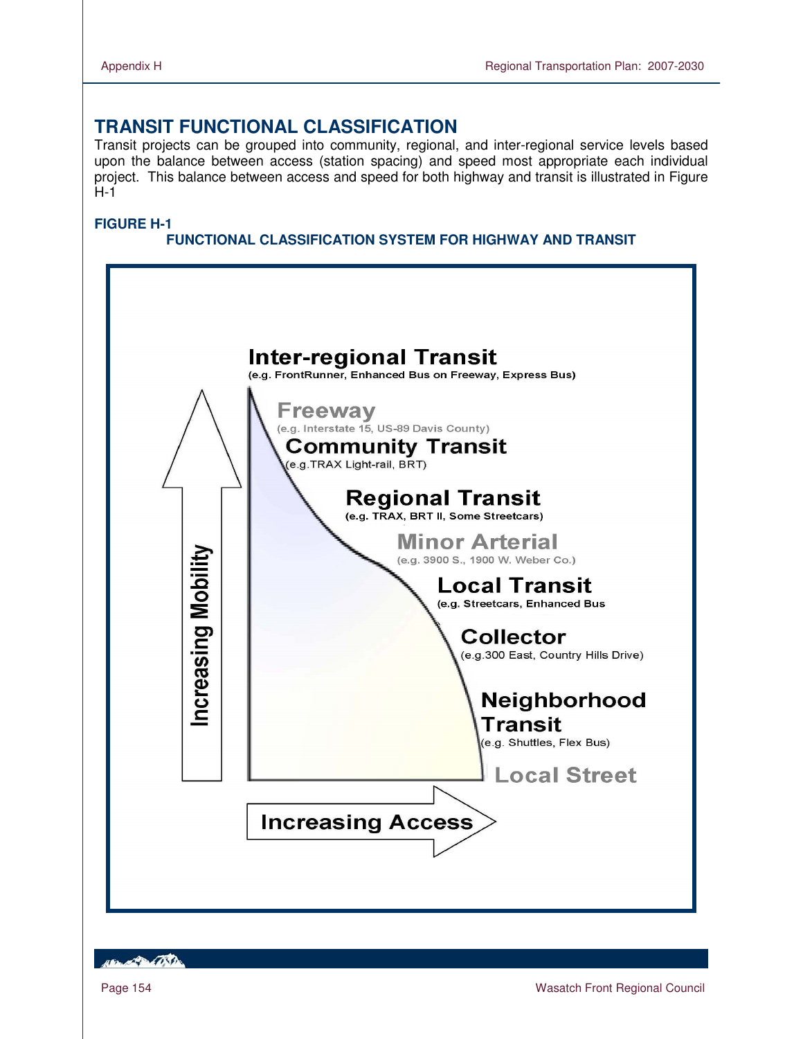## TRANSIT FUNCTIONAL CLASSIFICATION

Transit projects can be grouped into community, regional, and inter-regional service levels based upon the balance between access (station spacing) and speed most appropriate each individual project. This balance between access and speed for both highway and transit is illustrated in Figure H-1

**FIGURE H-1**

**FUNCTIONAL CLASSIFICATION SYSTEM FOR HIGHWAY AND TRANSIT**

**Inter-regional Transit**
(e.g. FrontRunner, Enhanced Bus on Freeway, Express Bus)

**Freeway**
(e.g. Interstate 15, US-89 Davis County)

**Community Transit**
(e.g.TRAX Light-rail, BRT)

**Regional Transit**
(e.g. TRAX, BRT II, Some Streetcars)

**Minor Arterial**
(e.g. 3900 S., 1900 W. Weber Co.)

**Local Transit**
(e.g. Streetcars, Enhanced Bus

**Collector**
(e.g.300 East, Country Hills Drive)

**Neighborhood Transit**
(e.g. Shuttles, Flex Bus)

**Local Street**

Increasing Mobility

Increasing Access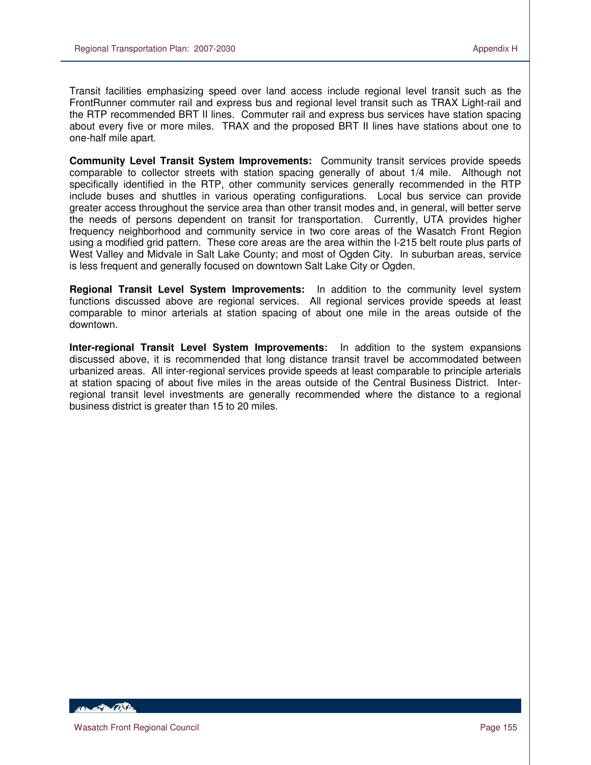Transit facilities emphasizing speed over land access include regional level transit such as the FrontRunner commuter rail and express bus and regional level transit such as TRAX Light-rail and the RTP recommended BRT II lines. Commuter rail and express bus services have station spacing about every five or more miles. TRAX and the proposed BRT II lines have stations about one to one-half mile apart.

**Community Level Transit System Improvements:** Community transit services provide speeds comparable to collector streets with station spacing generally of about 1/4 mile. Although not specifically identified in the RTP, other community services generally recommended in the RTP include buses and shuttles in various operating configurations. Local bus service can provide greater access throughout the service area than other transit modes and, in general, will better serve the needs of persons dependent on transit for transportation. Currently, UTA provides higher frequency neighborhood and community service in two core areas of the Wasatch Front Region using a modified grid pattern. These core areas are the area within the I-215 belt route plus parts of West Valley and Midvale in Salt Lake County; and most of Ogden City. In suburban areas, service is less frequent and generally focused on downtown Salt Lake City or Ogden.

**Regional Transit Level System Improvements:** In addition to the community level system functions discussed above are regional services. All regional services provide speeds at least comparable to minor arterials at station spacing of about one mile in the areas outside of the downtown.

**Inter-regional Transit Level System Improvements:** In addition to the system expansions discussed above, it is recommended that long distance transit travel be accommodated between urbanized areas. All inter-regional services provide speeds at least comparable to principle arterials at station spacing of about five miles in the areas outside of the Central Business District. Inter-regional transit level investments are generally recommended where the distance to a regional business district is greater than 15 to 20 miles.